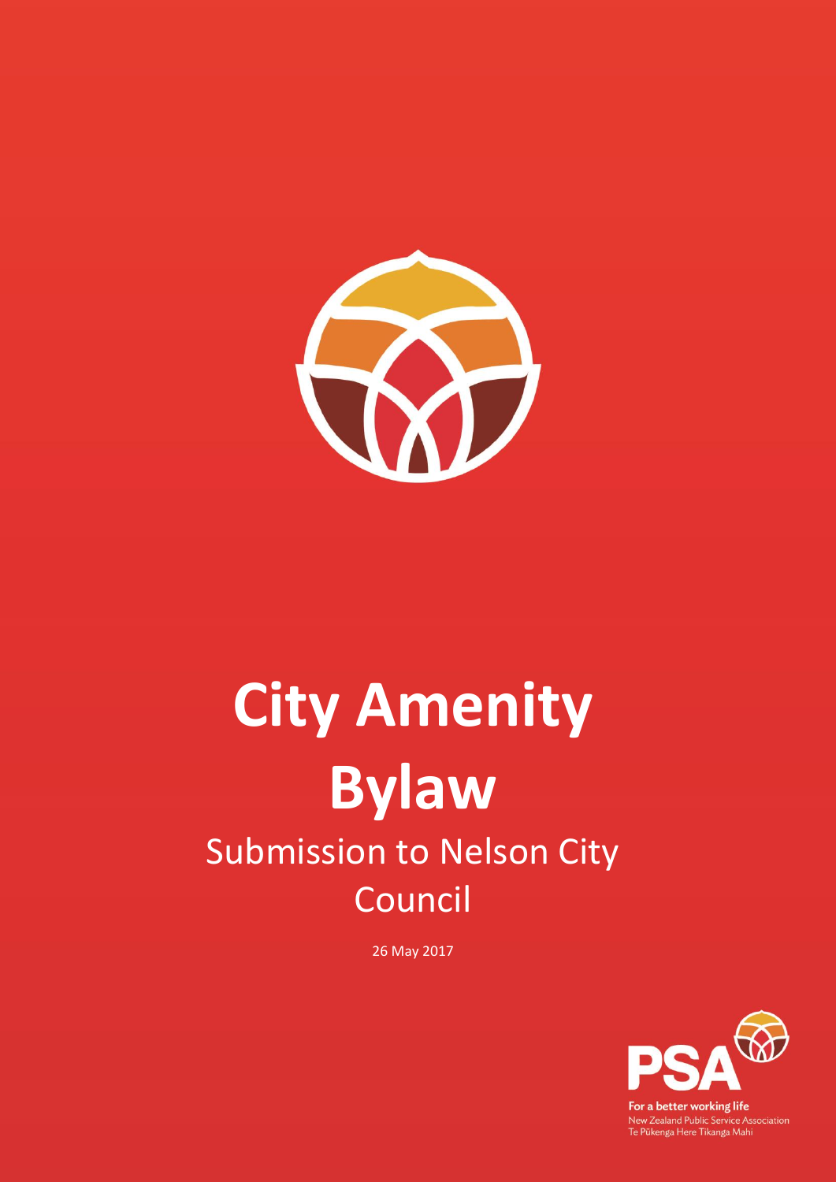# City Amenity Bylaw

## Submission to Nelson City Council

26 May 2017

PSA

For a better working life
New Zealand Public Service Association
Te Pūkenga Here Tikanga Mahi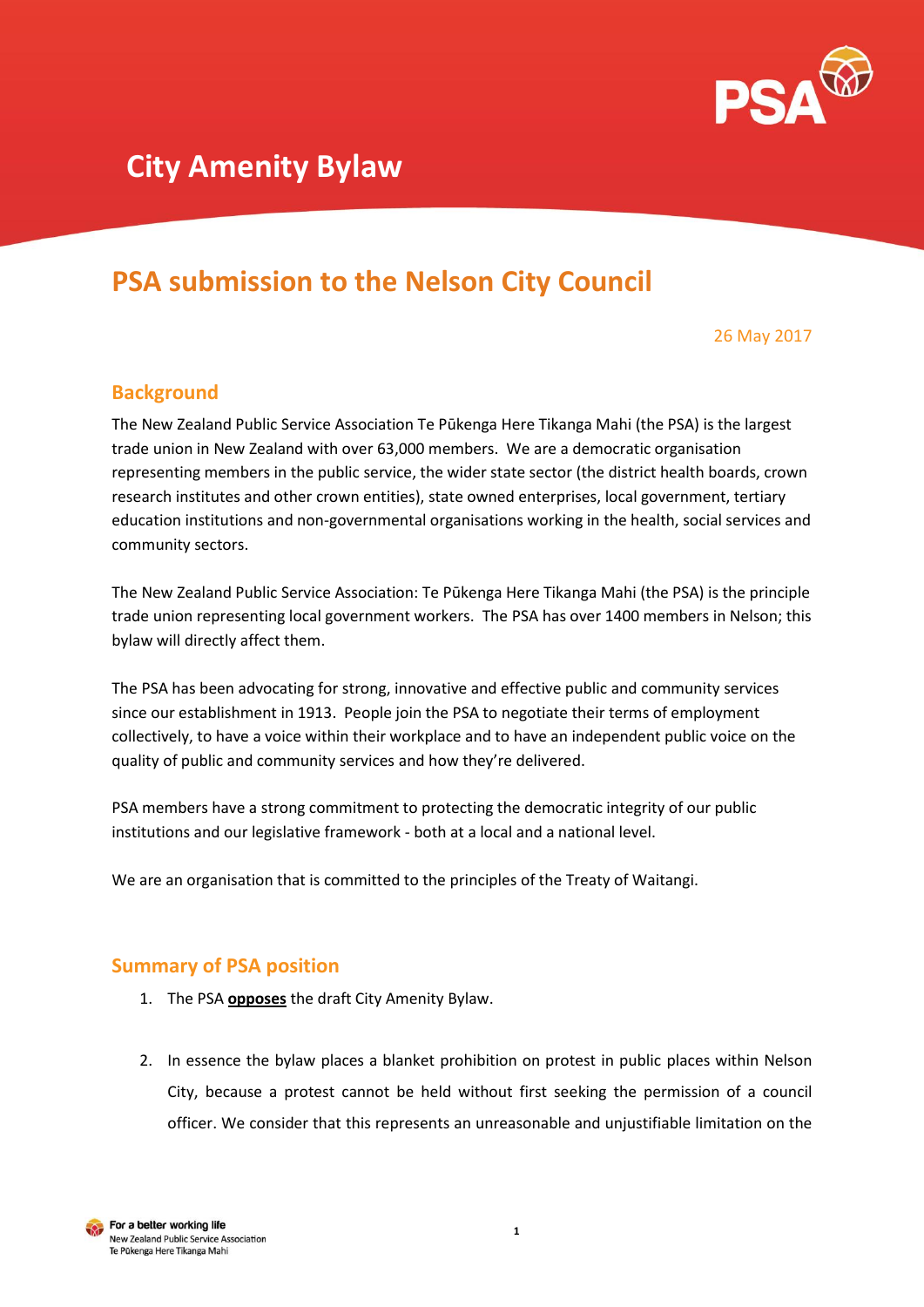# City Amenity Bylaw

## PSA submission to the Nelson City Council

26 May 2017

### Background

The New Zealand Public Service Association Te Pūkenga Here Tikanga Mahi (the PSA) is the largest trade union in New Zealand with over 63,000 members. We are a democratic organisation representing members in the public service, the wider state sector (the district health boards, crown research institutes and other crown entities), state owned enterprises, local government, tertiary education institutions and non-governmental organisations working in the health, social services and community sectors.

The New Zealand Public Service Association: Te Pūkenga Here Tikanga Mahi (the PSA) is the principle trade union representing local government workers. The PSA has over 1400 members in Nelson; this bylaw will directly affect them.

The PSA has been advocating for strong, innovative and effective public and community services since our establishment in 1913. People join the PSA to negotiate their terms of employment collectively, to have a voice within their workplace and to have an independent public voice on the quality of public and community services and how they're delivered.

PSA members have a strong commitment to protecting the democratic integrity of our public institutions and our legislative framework - both at a local and a national level.

We are an organisation that is committed to the principles of the Treaty of Waitangi.

### Summary of PSA position

1. The PSA **opposes** the draft City Amenity Bylaw.

2. In essence the bylaw places a blanket prohibition on protest in public places within Nelson City, because a protest cannot be held without first seeking the permission of a council officer. We consider that this represents an unreasonable and unjustifiable limitation on the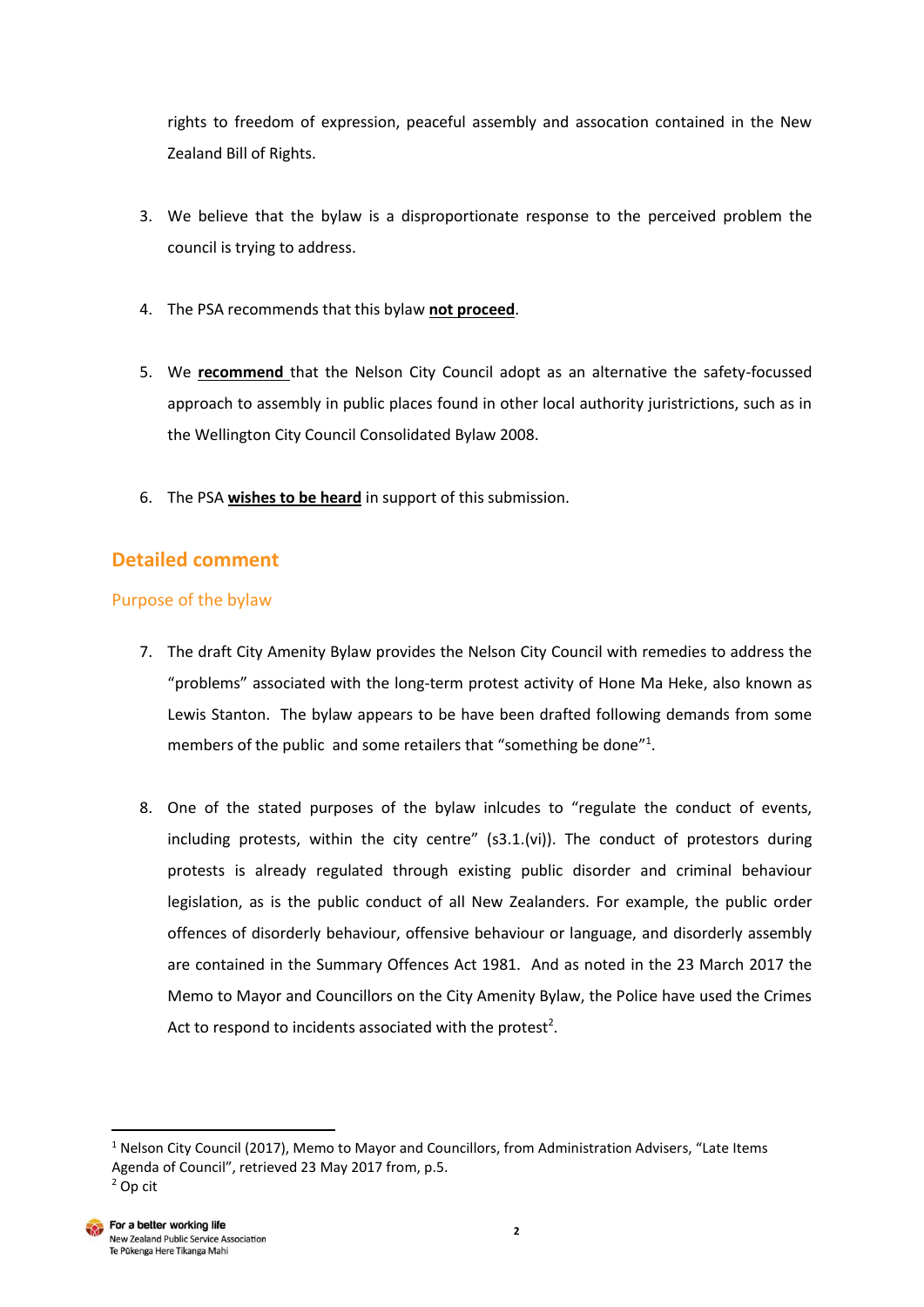rights to freedom of expression, peaceful assembly and assocation contained in the New Zealand Bill of Rights.

3. We believe that the bylaw is a disproportionate response to the perceived problem the council is trying to address.

4. The PSA recommends that this bylaw **not proceed**.

5. We **recommend** that the Nelson City Council adopt as an alternative the safety-focussed approach to assembly in public places found in other local authority juristrictions, such as in the Wellington City Council Consolidated Bylaw 2008.

6. The PSA **wishes to be heard** in support of this submission.

## Detailed comment

### Purpose of the bylaw

7. The draft City Amenity Bylaw provides the Nelson City Council with remedies to address the "problems" associated with the long-term protest activity of Hone Ma Heke, also known as Lewis Stanton. The bylaw appears to be have been drafted following demands from some members of the public and some retailers that "something be done"[1].

8. One of the stated purposes of the bylaw inlcudes to "regulate the conduct of events, including protests, within the city centre" (s3.1.(vi)). The conduct of protestors during protests is already regulated through existing public disorder and criminal behaviour legislation, as is the public conduct of all New Zealanders. For example, the public order offences of disorderly behaviour, offensive behaviour or language, and disorderly assembly are contained in the Summary Offences Act 1981. And as noted in the 23 March 2017 the Memo to Mayor and Councillors on the City Amenity Bylaw, the Police have used the Crimes Act to respond to incidents associated with the protest[2].

---

[1] Nelson City Council (2017), Memo to Mayor and Councillors, from Administration Advisers, "Late Items Agenda of Council", retrieved 23 May 2017 from, p.5.

[2] Op cit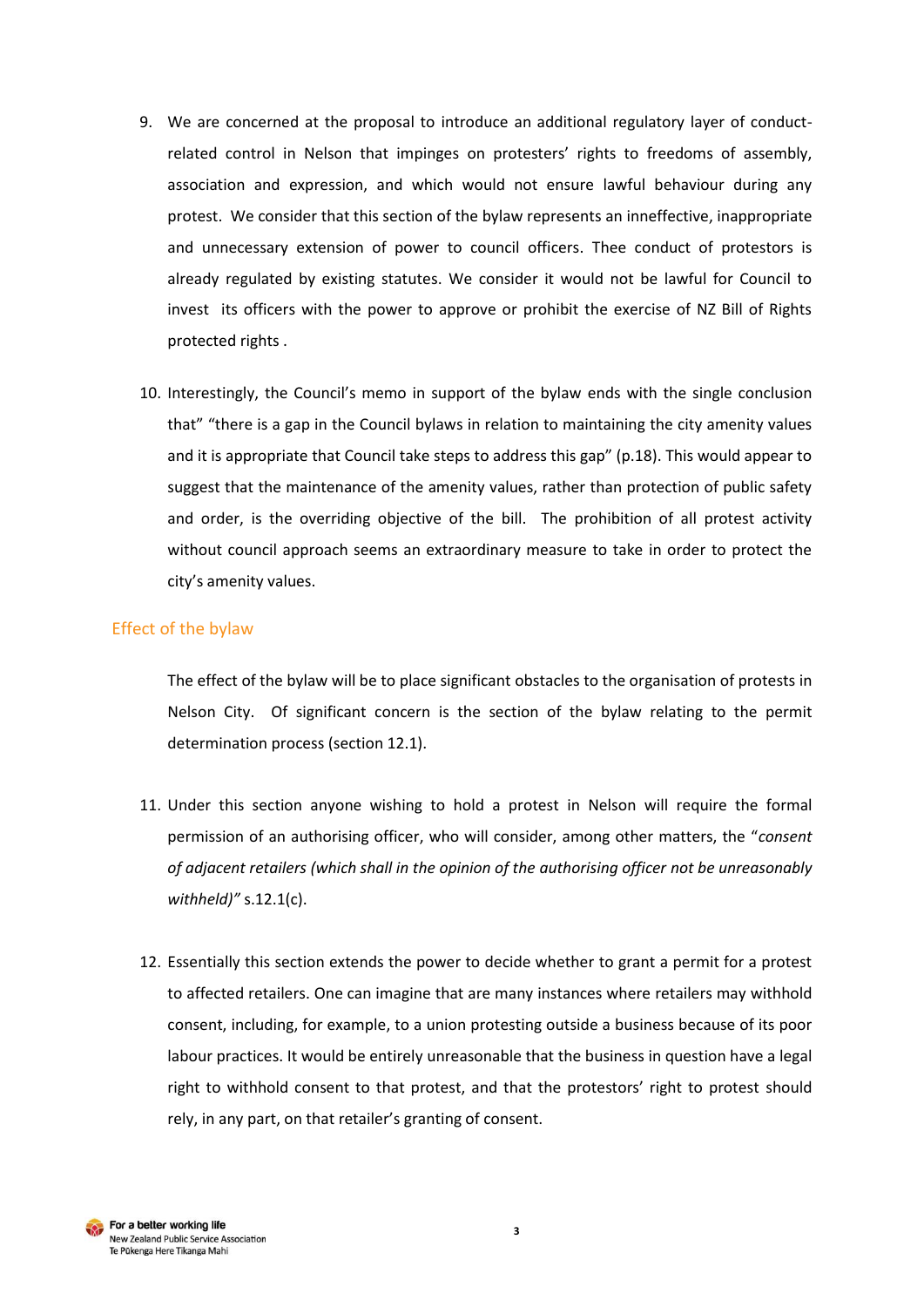9. We are concerned at the proposal to introduce an additional regulatory layer of conduct-related control in Nelson that impinges on protesters' rights to freedoms of assembly, association and expression, and which would not ensure lawful behaviour during any protest. We consider that this section of the bylaw represents an inneffective, inappropriate and unnecessary extension of power to council officers. Thee conduct of protestors is already regulated by existing statutes. We consider it would not be lawful for Council to invest its officers with the power to approve or prohibit the exercise of NZ Bill of Rights protected rights .

10. Interestingly, the Council's memo in support of the bylaw ends with the single conclusion that" "there is a gap in the Council bylaws in relation to maintaining the city amenity values and it is appropriate that Council take steps to address this gap" (p.18). This would appear to suggest that the maintenance of the amenity values, rather than protection of public safety and order, is the overriding objective of the bill. The prohibition of all protest activity without council approach seems an extraordinary measure to take in order to protect the city's amenity values.

## Effect of the bylaw

The effect of the bylaw will be to place significant obstacles to the organisation of protests in Nelson City. Of significant concern is the section of the bylaw relating to the permit determination process (section 12.1).

11. Under this section anyone wishing to hold a protest in Nelson will require the formal permission of an authorising officer, who will consider, among other matters, the "*consent of adjacent retailers (which shall in the opinion of the authorising officer not be unreasonably withheld)"* s.12.1(c).

12. Essentially this section extends the power to decide whether to grant a permit for a protest to affected retailers. One can imagine that are many instances where retailers may withhold consent, including, for example, to a union protesting outside a business because of its poor labour practices. It would be entirely unreasonable that the business in question have a legal right to withhold consent to that protest, and that the protestors' right to protest should rely, in any part, on that retailer's granting of consent.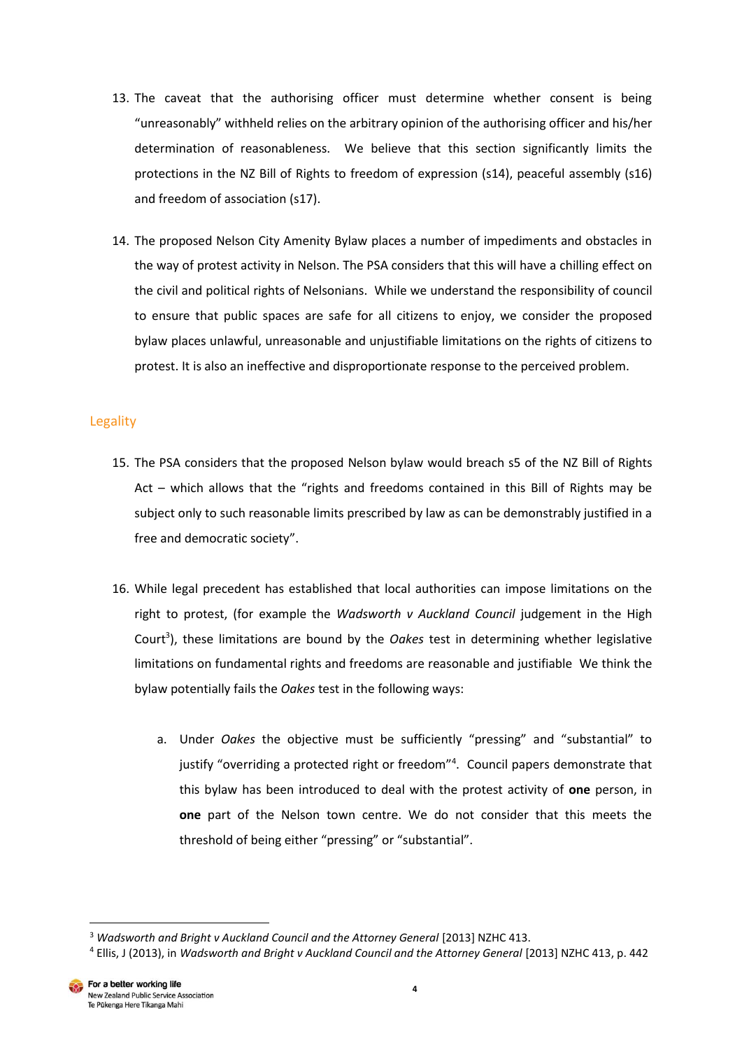13. The caveat that the authorising officer must determine whether consent is being "unreasonably" withheld relies on the arbitrary opinion of the authorising officer and his/her determination of reasonableness. We believe that this section significantly limits the protections in the NZ Bill of Rights to freedom of expression (s14), peaceful assembly (s16) and freedom of association (s17).

14. The proposed Nelson City Amenity Bylaw places a number of impediments and obstacles in the way of protest activity in Nelson. The PSA considers that this will have a chilling effect on the civil and political rights of Nelsonians. While we understand the responsibility of council to ensure that public spaces are safe for all citizens to enjoy, we consider the proposed bylaw places unlawful, unreasonable and unjustifiable limitations on the rights of citizens to protest. It is also an ineffective and disproportionate response to the perceived problem.

## Legality

15. The PSA considers that the proposed Nelson bylaw would breach s5 of the NZ Bill of Rights Act – which allows that the "rights and freedoms contained in this Bill of Rights may be subject only to such reasonable limits prescribed by law as can be demonstrably justified in a free and democratic society".

16. While legal precedent has established that local authorities can impose limitations on the right to protest, (for example the *Wadsworth v Auckland Council* judgement in the High Court[3]), these limitations are bound by the *Oakes* test in determining whether legislative limitations on fundamental rights and freedoms are reasonable and justifiable We think the bylaw potentially fails the *Oakes* test in the following ways:

    a. Under *Oakes* the objective must be sufficiently "pressing" and "substantial" to justify "overriding a protected right or freedom"[4]. Council papers demonstrate that this bylaw has been introduced to deal with the protest activity of **one** person, in **one** part of the Nelson town centre. We do not consider that this meets the threshold of being either "pressing" or "substantial".

---

[3] *Wadsworth and Bright v Auckland Council and the Attorney General* [2013] NZHC 413.

[4] Ellis, J (2013), in *Wadsworth and Bright v Auckland Council and the Attorney General* [2013] NZHC 413, p. 442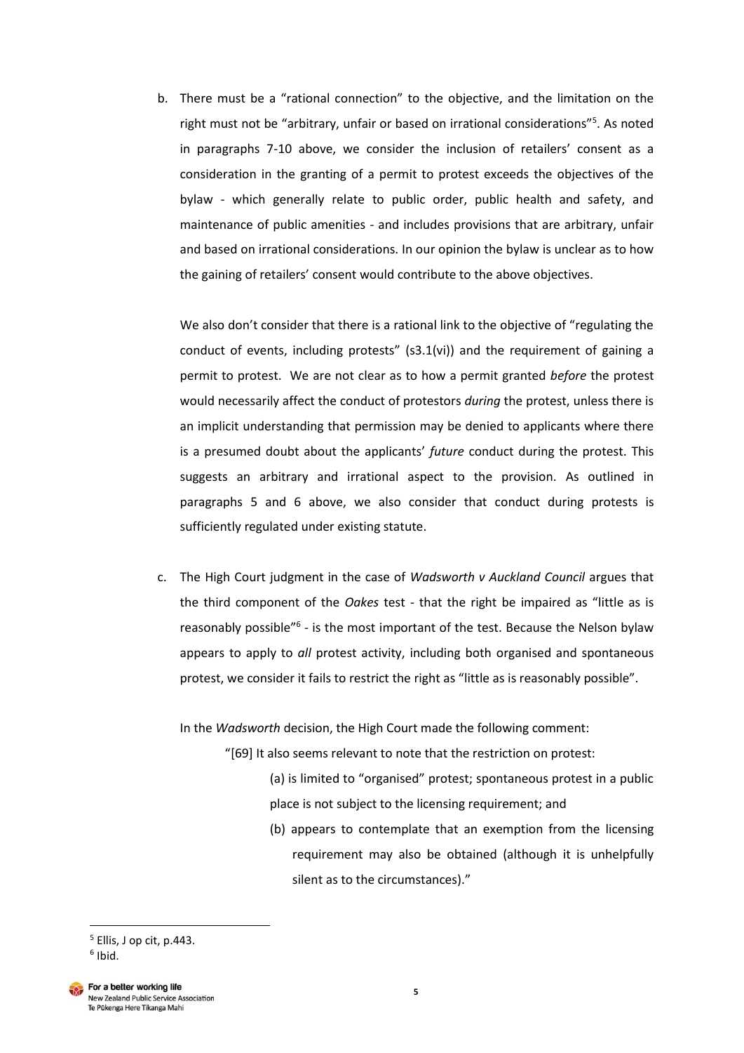b. There must be a "rational connection" to the objective, and the limitation on the right must not be "arbitrary, unfair or based on irrational considerations"[5]. As noted in paragraphs 7-10 above, we consider the inclusion of retailers' consent as a consideration in the granting of a permit to protest exceeds the objectives of the bylaw - which generally relate to public order, public health and safety, and maintenance of public amenities - and includes provisions that are arbitrary, unfair and based on irrational considerations. In our opinion the bylaw is unclear as to how the gaining of retailers' consent would contribute to the above objectives.

   We also don't consider that there is a rational link to the objective of "regulating the conduct of events, including protests" (s3.1(vi)) and the requirement of gaining a permit to protest. We are not clear as to how a permit granted *before* the protest would necessarily affect the conduct of protestors *during* the protest, unless there is an implicit understanding that permission may be denied to applicants where there is a presumed doubt about the applicants' *future* conduct during the protest. This suggests an arbitrary and irrational aspect to the provision. As outlined in paragraphs 5 and 6 above, we also consider that conduct during protests is sufficiently regulated under existing statute.

c. The High Court judgment in the case of *Wadsworth v Auckland Council* argues that the third component of the *Oakes* test - that the right be impaired as "little as is reasonably possible"[6] - is the most important of the test. Because the Nelson bylaw appears to apply to *all* protest activity, including both organised and spontaneous protest, we consider it fails to restrict the right as "little as is reasonably possible".

   In the *Wadsworth* decision, the High Court made the following comment:

   > "[69] It also seems relevant to note that the restriction on protest:
   >
   > (a) is limited to "organised" protest; spontaneous protest in a public place is not subject to the licensing requirement; and
   >
   > (b) appears to contemplate that an exemption from the licensing requirement may also be obtained (although it is unhelpfully silent as to the circumstances)."

---

[5] Ellis, J op cit, p.443.

[6] Ibid.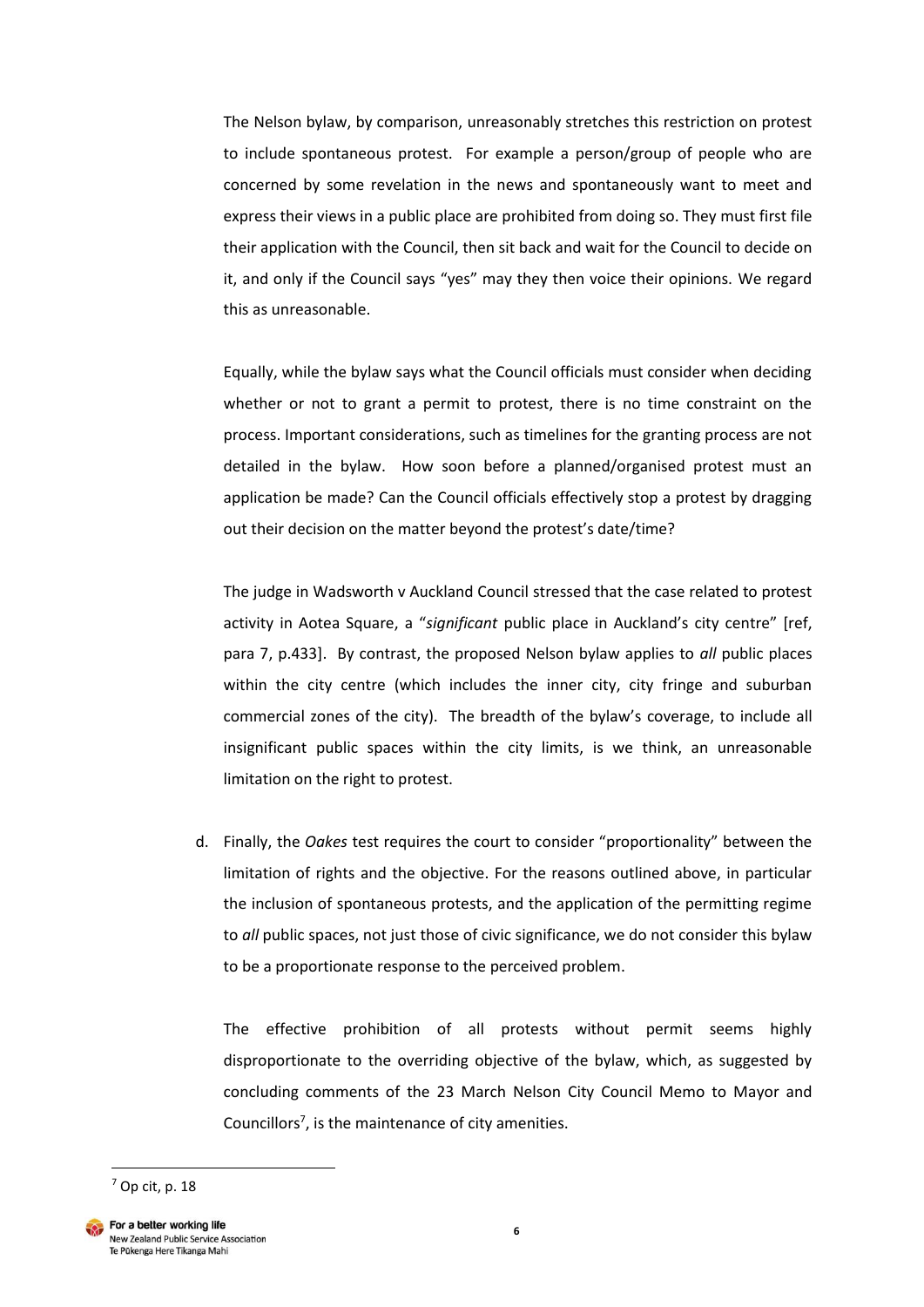The Nelson bylaw, by comparison, unreasonably stretches this restriction on protest to include spontaneous protest. For example a person/group of people who are concerned by some revelation in the news and spontaneously want to meet and express their views in a public place are prohibited from doing so. They must first file their application with the Council, then sit back and wait for the Council to decide on it, and only if the Council says "yes" may they then voice their opinions. We regard this as unreasonable.

Equally, while the bylaw says what the Council officials must consider when deciding whether or not to grant a permit to protest, there is no time constraint on the process. Important considerations, such as timelines for the granting process are not detailed in the bylaw. How soon before a planned/organised protest must an application be made? Can the Council officials effectively stop a protest by dragging out their decision on the matter beyond the protest's date/time?

The judge in Wadsworth v Auckland Council stressed that the case related to protest activity in Aotea Square, a "*significant* public place in Auckland's city centre" [ref, para 7, p.433]. By contrast, the proposed Nelson bylaw applies to *all* public places within the city centre (which includes the inner city, city fringe and suburban commercial zones of the city). The breadth of the bylaw's coverage, to include all insignificant public spaces within the city limits, is we think, an unreasonable limitation on the right to protest.

d. Finally, the *Oakes* test requires the court to consider "proportionality" between the limitation of rights and the objective. For the reasons outlined above, in particular the inclusion of spontaneous protests, and the application of the permitting regime to *all* public spaces, not just those of civic significance, we do not consider this bylaw to be a proportionate response to the perceived problem.

   The effective prohibition of all protests without permit seems highly disproportionate to the overriding objective of the bylaw, which, as suggested by concluding comments of the 23 March Nelson City Council Memo to Mayor and Councillors[7], is the maintenance of city amenities.

[7] Op cit, p. 18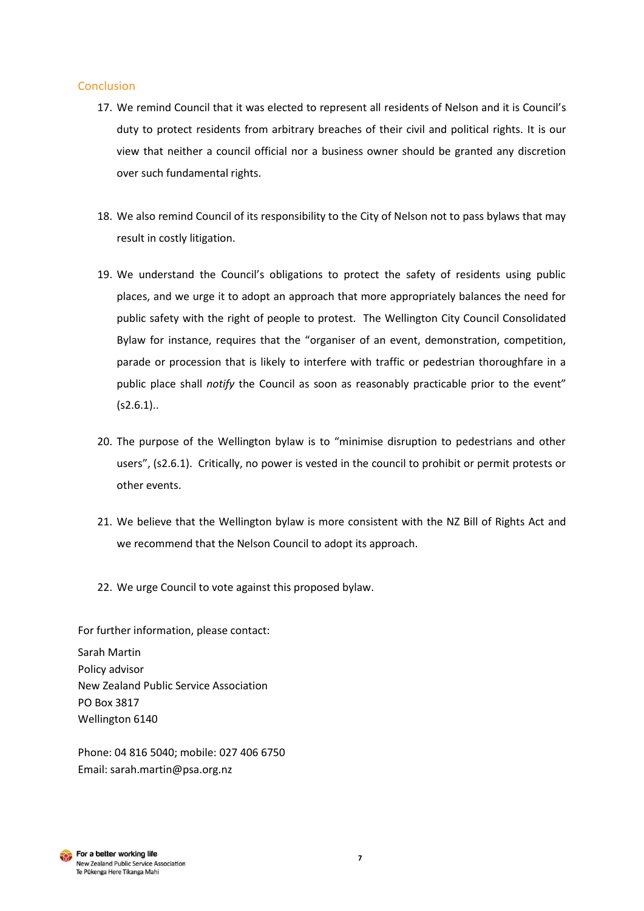## Conclusion

17. We remind Council that it was elected to represent all residents of Nelson and it is Council's duty to protect residents from arbitrary breaches of their civil and political rights. It is our view that neither a council official nor a business owner should be granted any discretion over such fundamental rights.

18. We also remind Council of its responsibility to the City of Nelson not to pass bylaws that may result in costly litigation.

19. We understand the Council's obligations to protect the safety of residents using public places, and we urge it to adopt an approach that more appropriately balances the need for public safety with the right of people to protest. The Wellington City Council Consolidated Bylaw for instance, requires that the "organiser of an event, demonstration, competition, parade or procession that is likely to interfere with traffic or pedestrian thoroughfare in a public place shall *notify* the Council as soon as reasonably practicable prior to the event" (s2.6.1)..

20. The purpose of the Wellington bylaw is to "minimise disruption to pedestrians and other users", (s2.6.1). Critically, no power is vested in the council to prohibit or permit protests or other events.

21. We believe that the Wellington bylaw is more consistent with the NZ Bill of Rights Act and we recommend that the Nelson Council to adopt its approach.

22. We urge Council to vote against this proposed bylaw.

For further information, please contact:

Sarah Martin
Policy advisor
New Zealand Public Service Association
PO Box 3817
Wellington 6140

Phone: 04 816 5040; mobile: 027 406 6750
Email: sarah.martin@psa.org.nz